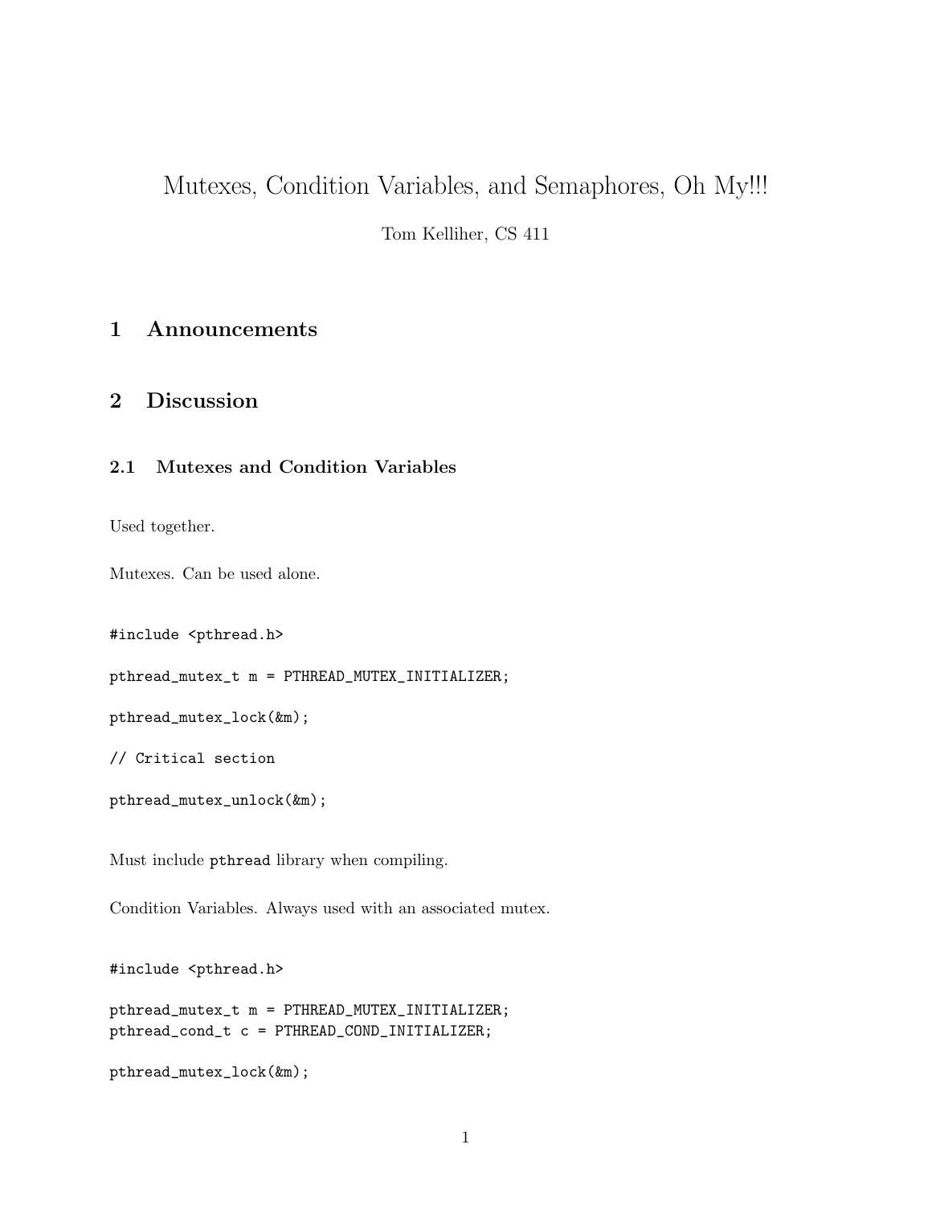# Mutexes, Condition Variables, and Semaphores, Oh My!!!

Tom Kelliher, CS 411

## 1 Announcements

## 2 Discussion

### 2.1 Mutexes and Condition Variables

Used together.

Mutexes. Can be used alone.

```
#include <pthread.h>

pthread_mutex_t m = PTHREAD_MUTEX_INITIALIZER;

pthread_mutex_lock(&m);

// Critical section

pthread_mutex_unlock(&m);
```

Must include `pthread` library when compiling.

Condition Variables. Always used with an associated mutex.

```
#include <pthread.h>

pthread_mutex_t m = PTHREAD_MUTEX_INITIALIZER;
pthread_cond_t c = PTHREAD_COND_INITIALIZER;

pthread_mutex_lock(&m);
```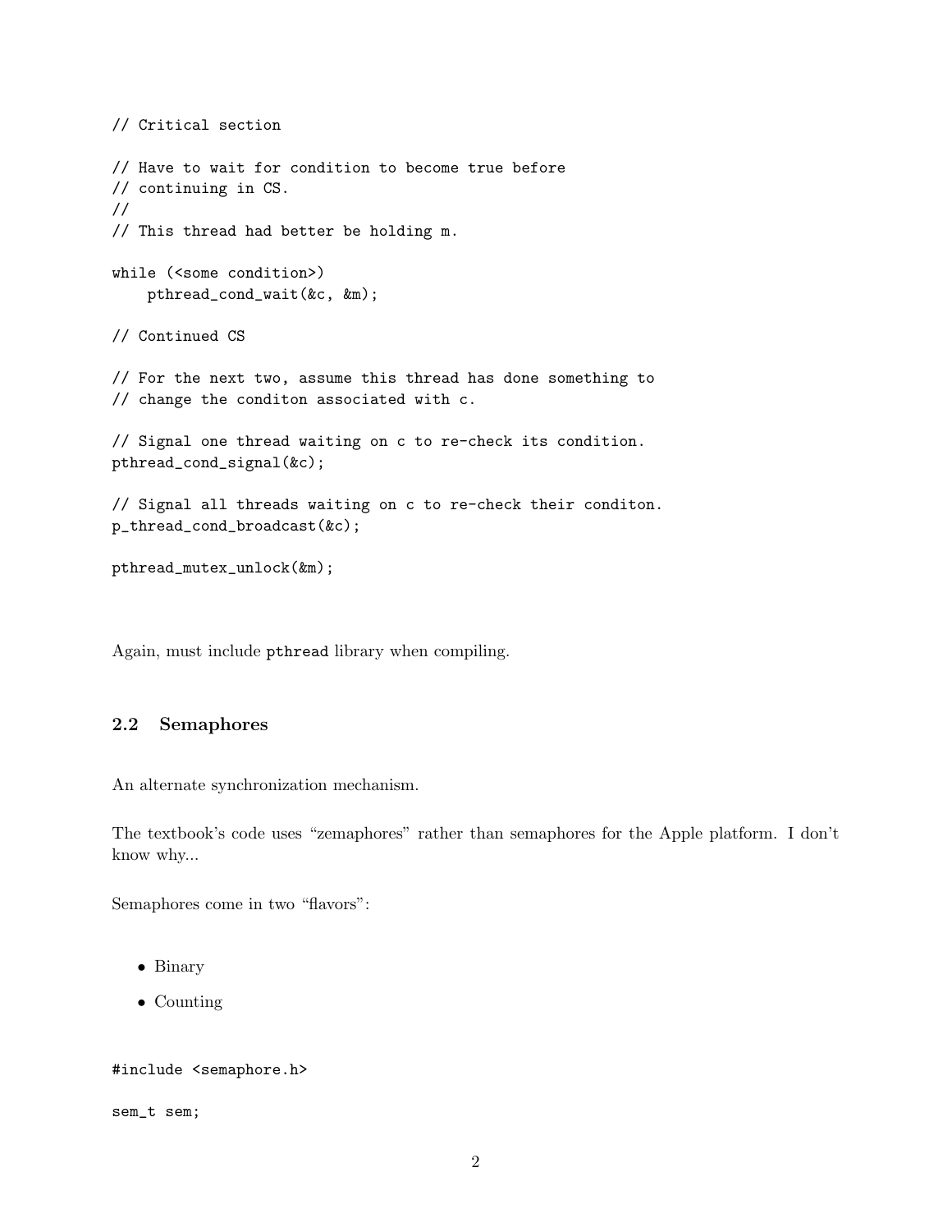```
// Critical section

// Have to wait for condition to become true before
// continuing in CS.
//
// This thread had better be holding m.

while (<some condition>)
    pthread_cond_wait(&c, &m);

// Continued CS

// For the next two, assume this thread has done something to
// change the conditon associated with c.

// Signal one thread waiting on c to re-check its condition.
pthread_cond_signal(&c);

// Signal all threads waiting on c to re-check their conditon.
p_thread_cond_broadcast(&c);

pthread_mutex_unlock(&m);
```

Again, must include `pthread` library when compiling.

### 2.2 Semaphores

An alternate synchronization mechanism.

The textbook's code uses "zemaphores" rather than semaphores for the Apple platform. I don't know why...

Semaphores come in two "flavors":

- Binary
- Counting

```
#include <semaphore.h>

sem_t sem;
```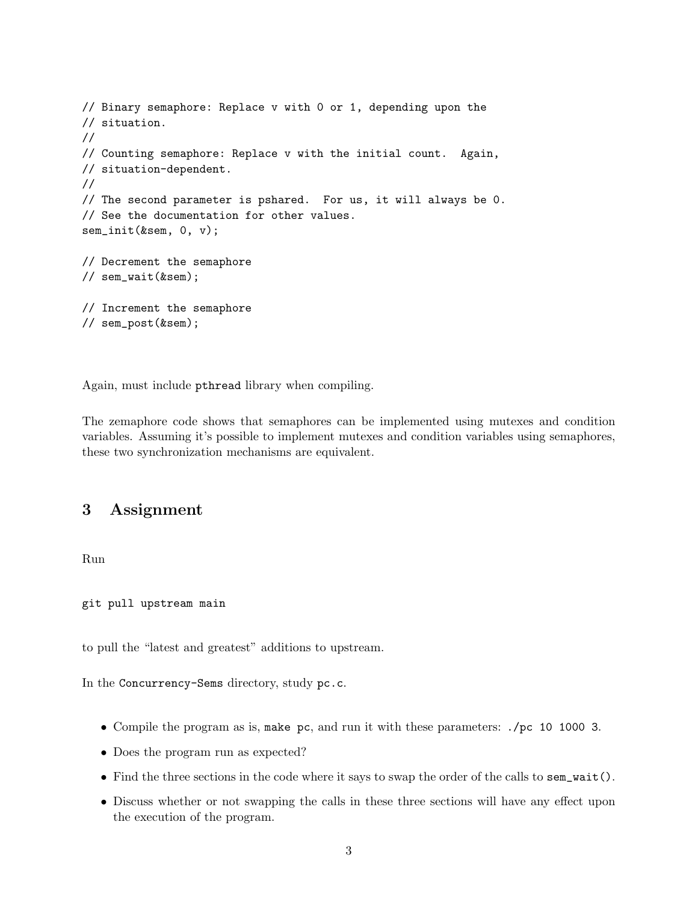```
// Binary semaphore: Replace v with 0 or 1, depending upon the
// situation.
//
// Counting semaphore: Replace v with the initial count.  Again,
// situation-dependent.
//
// The second parameter is pshared.  For us, it will always be 0.
// See the documentation for other values.
sem_init(&sem, 0, v);

// Decrement the semaphore
// sem_wait(&sem);

// Increment the semaphore
// sem_post(&sem);
```

Again, must include `pthread` library when compiling.

The zemaphore code shows that semaphores can be implemented using mutexes and condition variables. Assuming it's possible to implement mutexes and condition variables using semaphores, these two synchronization mechanisms are equivalent.

## 3 Assignment

Run

```
git pull upstream main
```

to pull the "latest and greatest" additions to upstream.

In the `Concurrency-Sems` directory, study `pc.c`.

- Compile the program as is, `make pc`, and run it with these parameters: `./pc 10 1000 3`.
- Does the program run as expected?
- Find the three sections in the code where it says to swap the order of the calls to `sem_wait()`.
- Discuss whether or not swapping the calls in these three sections will have any effect upon the execution of the program.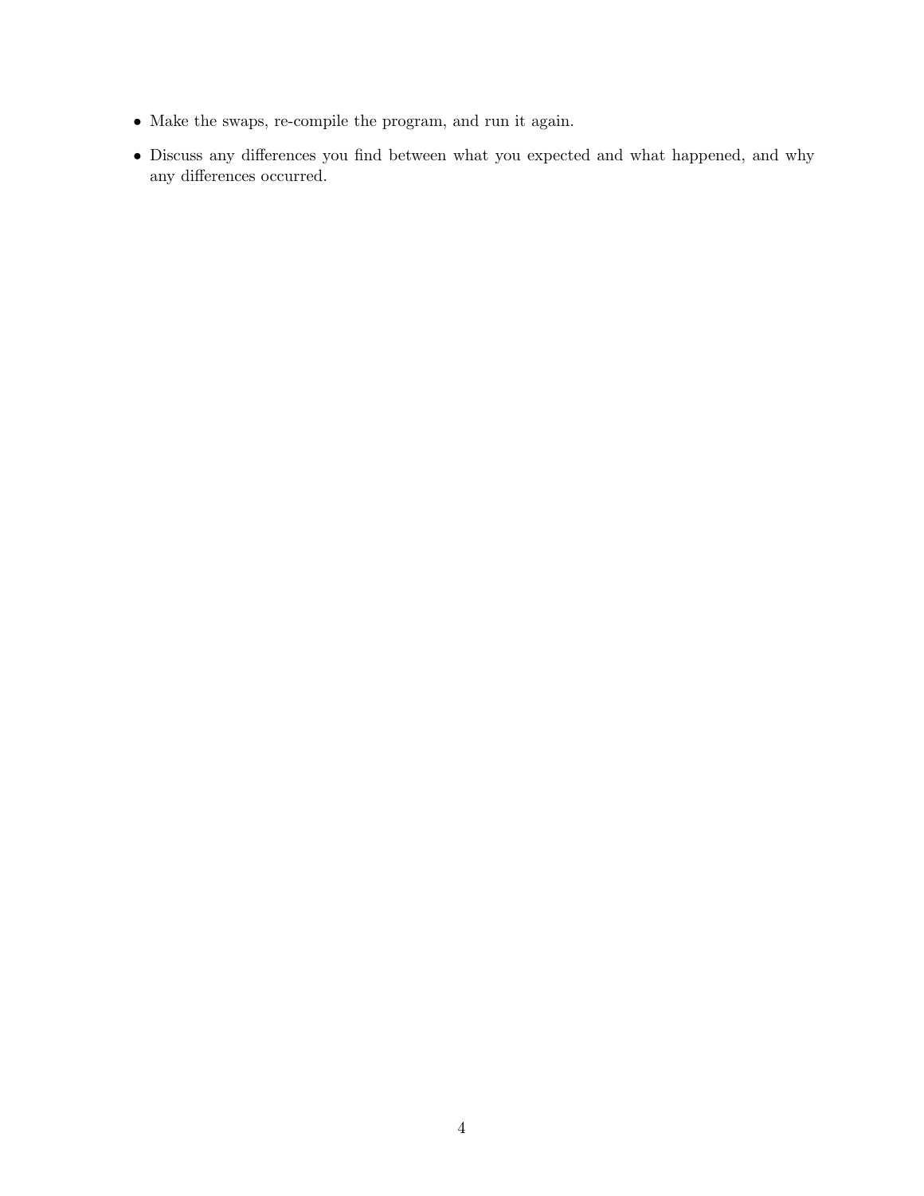- Make the swaps, re-compile the program, and run it again.
- Discuss any differences you find between what you expected and what happened, and why any differences occurred.